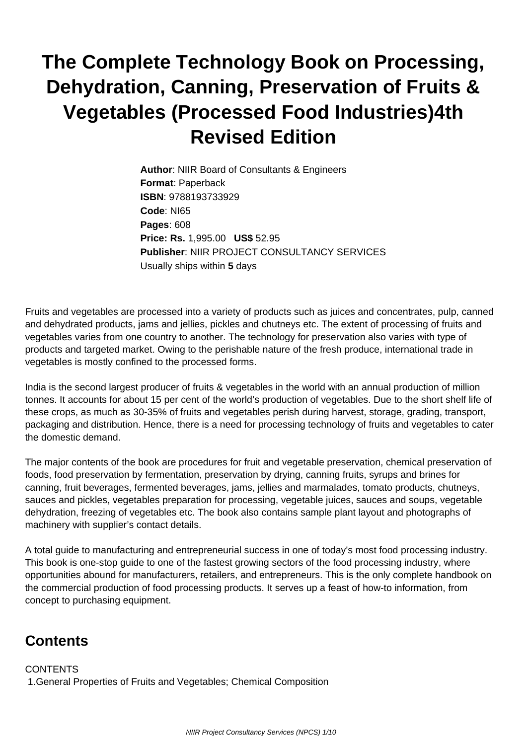# The Complete Technology Book on Processing, Dehydration, Canning, Preservation of Fruits & Vegetables (Processed Food Industries)4th Revised Edition

**Author**: NIIR Board of Consultants & Engineers
**Format**: Paperback
**ISBN**: 9788193733929
**Code**: NI65
**Pages**: 608
**Price: Rs.** 1,995.00 **US$** 52.95
**Publisher**: NIIR PROJECT CONSULTANCY SERVICES
Usually ships within **5** days

Fruits and vegetables are processed into a variety of products such as juices and concentrates, pulp, canned and dehydrated products, jams and jellies, pickles and chutneys etc. The extent of processing of fruits and vegetables varies from one country to another. The technology for preservation also varies with type of products and targeted market. Owing to the perishable nature of the fresh produce, international trade in vegetables is mostly confined to the processed forms.

India is the second largest producer of fruits & vegetables in the world with an annual production of million tonnes. It accounts for about 15 per cent of the world's production of vegetables. Due to the short shelf life of these crops, as much as 30-35% of fruits and vegetables perish during harvest, storage, grading, transport, packaging and distribution. Hence, there is a need for processing technology of fruits and vegetables to cater the domestic demand.

The major contents of the book are procedures for fruit and vegetable preservation, chemical preservation of foods, food preservation by fermentation, preservation by drying, canning fruits, syrups and brines for canning, fruit beverages, fermented beverages, jams, jellies and marmalades, tomato products, chutneys, sauces and pickles, vegetables preparation for processing, vegetable juices, sauces and soups, vegetable dehydration, freezing of vegetables etc. The book also contains sample plant layout and photographs of machinery with supplier's contact details.

A total guide to manufacturing and entrepreneurial success in one of today's most food processing industry. This book is one-stop guide to one of the fastest growing sectors of the food processing industry, where opportunities abound for manufacturers, retailers, and entrepreneurs. This is the only complete handbook on the commercial production of food processing products. It serves up a feast of how-to information, from concept to purchasing equipment.

## Contents

CONTENTS

1.General Properties of Fruits and Vegetables; Chemical Composition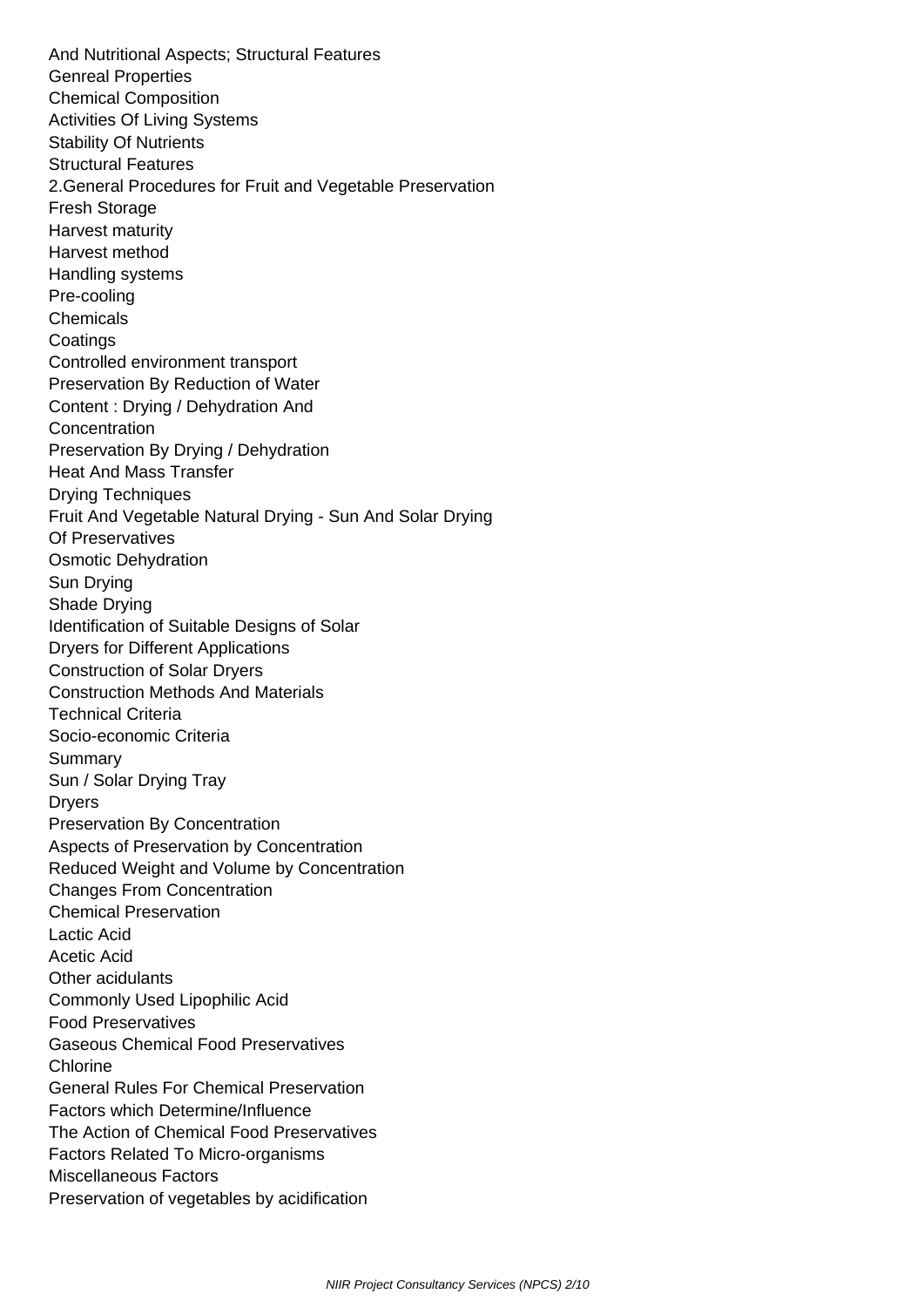And Nutritional Aspects; Structural Features
Genreal Properties
Chemical Composition
Activities Of Living Systems
Stability Of Nutrients
Structural Features
2.General Procedures for Fruit and Vegetable Preservation
Fresh Storage
Harvest maturity
Harvest method
Handling systems
Pre-cooling
Chemicals
Coatings
Controlled environment transport
Preservation By Reduction of Water
Content : Drying / Dehydration And
Concentration
Preservation By Drying / Dehydration
Heat And Mass Transfer
Drying Techniques
Fruit And Vegetable Natural Drying - Sun And Solar Drying
Of Preservatives
Osmotic Dehydration
Sun Drying
Shade Drying
Identification of Suitable Designs of Solar
Dryers for Different Applications
Construction of Solar Dryers
Construction Methods And Materials
Technical Criteria
Socio-economic Criteria
Summary
Sun / Solar Drying Tray
Dryers
Preservation By Concentration
Aspects of Preservation by Concentration
Reduced Weight and Volume by Concentration
Changes From Concentration
Chemical Preservation
Lactic Acid
Acetic Acid
Other acidulants
Commonly Used Lipophilic Acid
Food Preservatives
Gaseous Chemical Food Preservatives
Chlorine
General Rules For Chemical Preservation
Factors which Determine/Influence
The Action of Chemical Food Preservatives
Factors Related To Micro-organisms
Miscellaneous Factors
Preservation of vegetables by acidification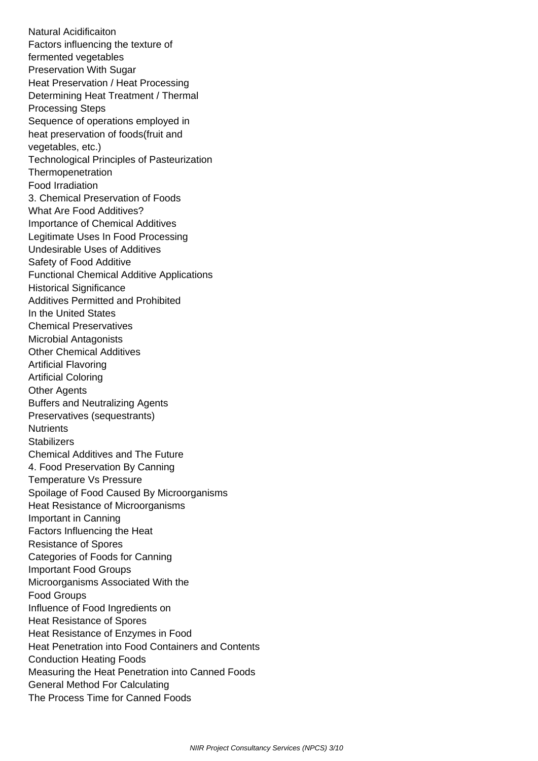Natural Acidificaiton
Factors influencing the texture of fermented vegetables
Preservation With Sugar
Heat Preservation / Heat Processing
Determining Heat Treatment / Thermal Processing Steps
Sequence of operations employed in heat preservation of foods(fruit and vegetables, etc.)
Technological Principles of Pasteurization
Thermopenetration
Food Irradiation

3. Chemical Preservation of Foods
What Are Food Additives?
Importance of Chemical Additives
Legitimate Uses In Food Processing
Undesirable Uses of Additives
Safety of Food Additive
Functional Chemical Additive Applications
Historical Significance
Additives Permitted and Prohibited In the United States
Chemical Preservatives
Microbial Antagonists
Other Chemical Additives
Artificial Flavoring
Artificial Coloring
Other Agents
Buffers and Neutralizing Agents
Preservatives (sequestrants)
Nutrients
Stabilizers
Chemical Additives and The Future

4. Food Preservation By Canning
Temperature Vs Pressure
Spoilage of Food Caused By Microorganisms
Heat Resistance of Microorganisms Important in Canning
Factors Influencing the Heat Resistance of Spores
Categories of Foods for Canning
Important Food Groups
Microorganisms Associated With the Food Groups
Influence of Food Ingredients on Heat Resistance of Spores
Heat Resistance of Enzymes in Food
Heat Penetration into Food Containers and Contents
Conduction Heating Foods
Measuring the Heat Penetration into Canned Foods
General Method For Calculating The Process Time for Canned Foods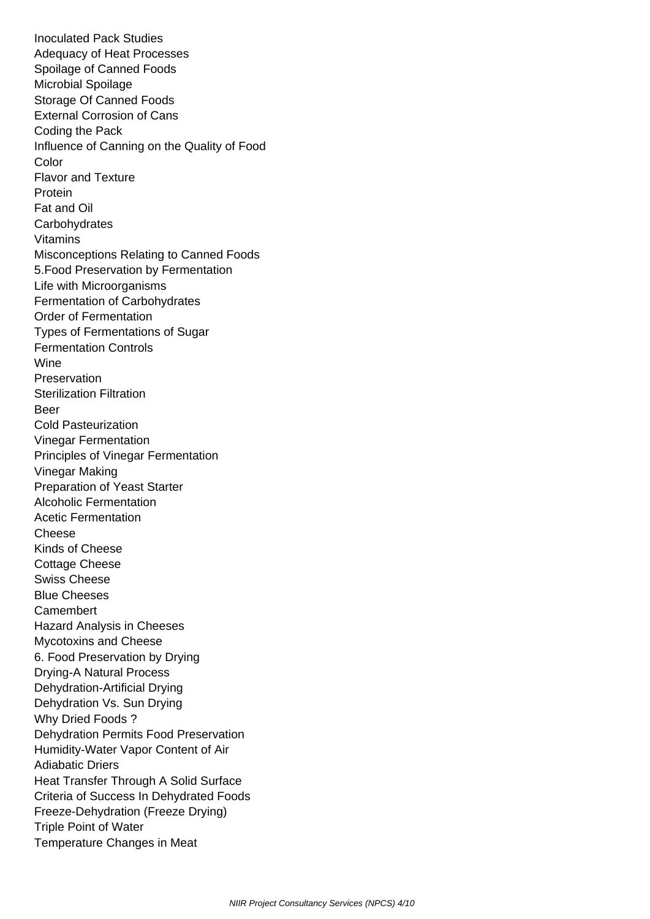Inoculated Pack Studies
Adequacy of Heat Processes
Spoilage of Canned Foods
Microbial Spoilage
Storage Of Canned Foods
External Corrosion of Cans
Coding the Pack
Influence of Canning on the Quality of Food
Color
Flavor and Texture
Protein
Fat and Oil
Carbohydrates
Vitamins
Misconceptions Relating to Canned Foods
5.Food Preservation by Fermentation
Life with Microorganisms
Fermentation of Carbohydrates
Order of Fermentation
Types of Fermentations of Sugar
Fermentation Controls
Wine
Preservation
Sterilization Filtration
Beer
Cold Pasteurization
Vinegar Fermentation
Principles of Vinegar Fermentation
Vinegar Making
Preparation of Yeast Starter
Alcoholic Fermentation
Acetic Fermentation
Cheese
Kinds of Cheese
Cottage Cheese
Swiss Cheese
Blue Cheeses
Camembert
Hazard Analysis in Cheeses
Mycotoxins and Cheese
6. Food Preservation by Drying
Drying-A Natural Process
Dehydration-Artificial Drying
Dehydration Vs. Sun Drying
Why Dried Foods ?
Dehydration Permits Food Preservation
Humidity-Water Vapor Content of Air
Adiabatic Driers
Heat Transfer Through A Solid Surface
Criteria of Success In Dehydrated Foods
Freeze-Dehydration (Freeze Drying)
Triple Point of Water
Temperature Changes in Meat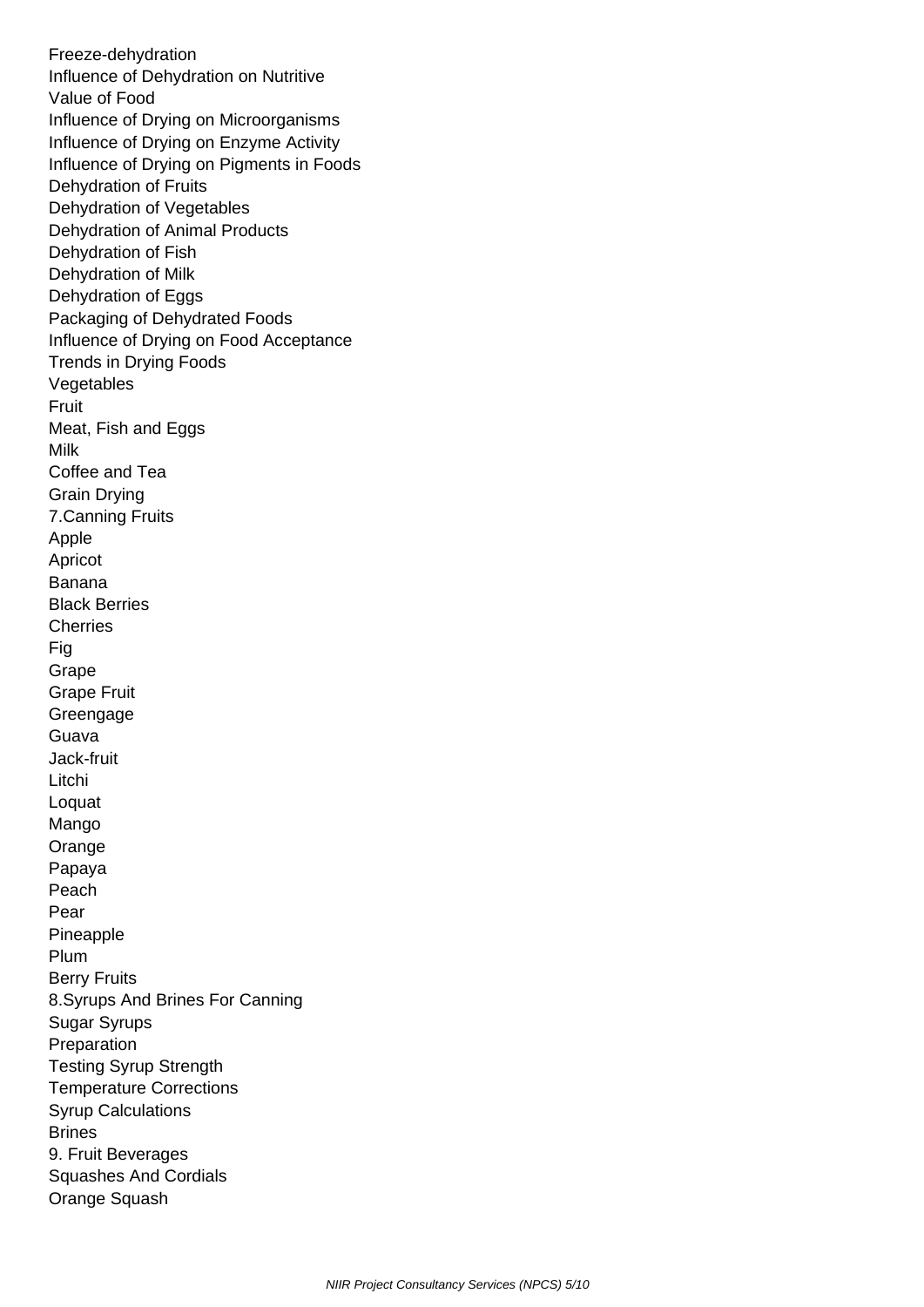Freeze-dehydration
Influence of Dehydration on Nutritive Value of Food
Influence of Drying on Microorganisms
Influence of Drying on Enzyme Activity
Influence of Drying on Pigments in Foods
Dehydration of Fruits
Dehydration of Vegetables
Dehydration of Animal Products
Dehydration of Fish
Dehydration of Milk
Dehydration of Eggs
Packaging of Dehydrated Foods
Influence of Drying on Food Acceptance
Trends in Drying Foods
Vegetables
Fruit
Meat, Fish and Eggs
Milk
Coffee and Tea
Grain Drying

7.Canning Fruits

Apple
Apricot
Banana
Black Berries
Cherries
Fig
Grape
Grape Fruit
Greengage
Guava
Jack-fruit
Litchi
Loquat
Mango
Orange
Papaya
Peach
Pear
Pineapple
Plum
Berry Fruits

8.Syrups And Brines For Canning

Sugar Syrups
Preparation
Testing Syrup Strength
Temperature Corrections
Syrup Calculations
Brines

9. Fruit Beverages

Squashes And Cordials
Orange Squash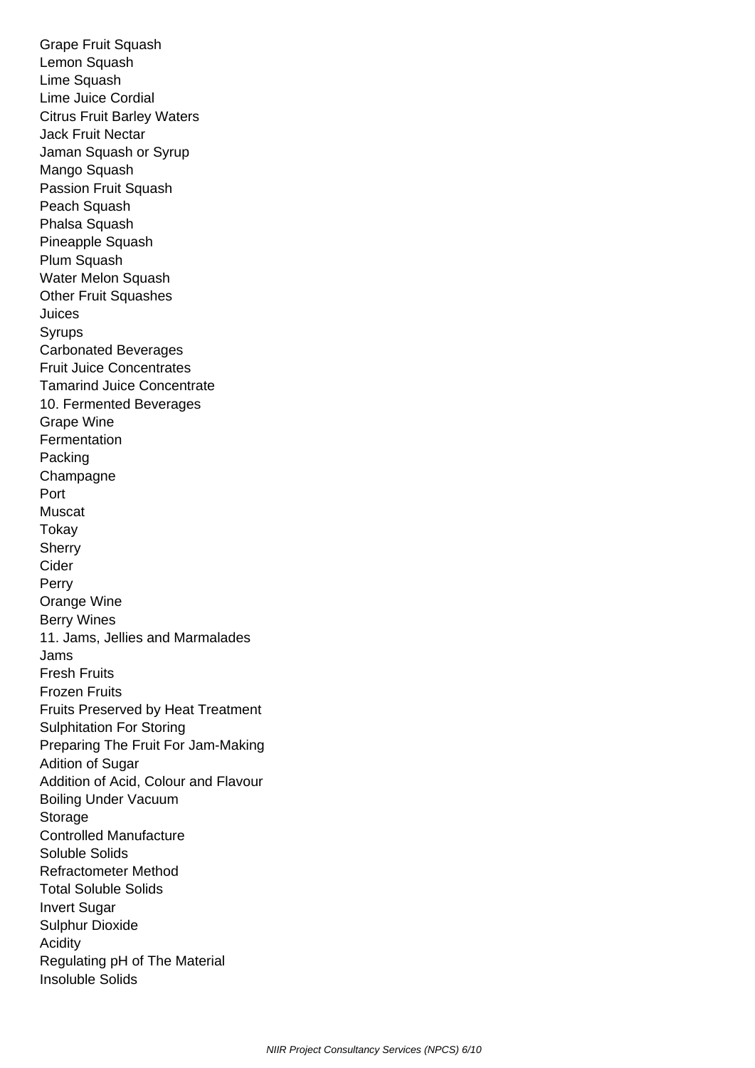Grape Fruit Squash
Lemon Squash
Lime Squash
Lime Juice Cordial
Citrus Fruit Barley Waters
Jack Fruit Nectar
Jaman Squash or Syrup
Mango Squash
Passion Fruit Squash
Peach Squash
Phalsa Squash
Pineapple Squash
Plum Squash
Water Melon Squash
Other Fruit Squashes
Juices
Syrups
Carbonated Beverages
Fruit Juice Concentrates
Tamarind Juice Concentrate

10. Fermented Beverages

Grape Wine
Fermentation
Packing
Champagne
Port
Muscat
Tokay
Sherry
Cider
Perry
Orange Wine
Berry Wines

11. Jams, Jellies and Marmalades

Jams
Fresh Fruits
Frozen Fruits
Fruits Preserved by Heat Treatment
Sulphitation For Storing
Preparing The Fruit For Jam-Making
Adition of Sugar
Addition of Acid, Colour and Flavour
Boiling Under Vacuum
Storage
Controlled Manufacture
Soluble Solids
Refractometer Method
Total Soluble Solids
Invert Sugar
Sulphur Dioxide
Acidity
Regulating pH of The Material
Insoluble Solids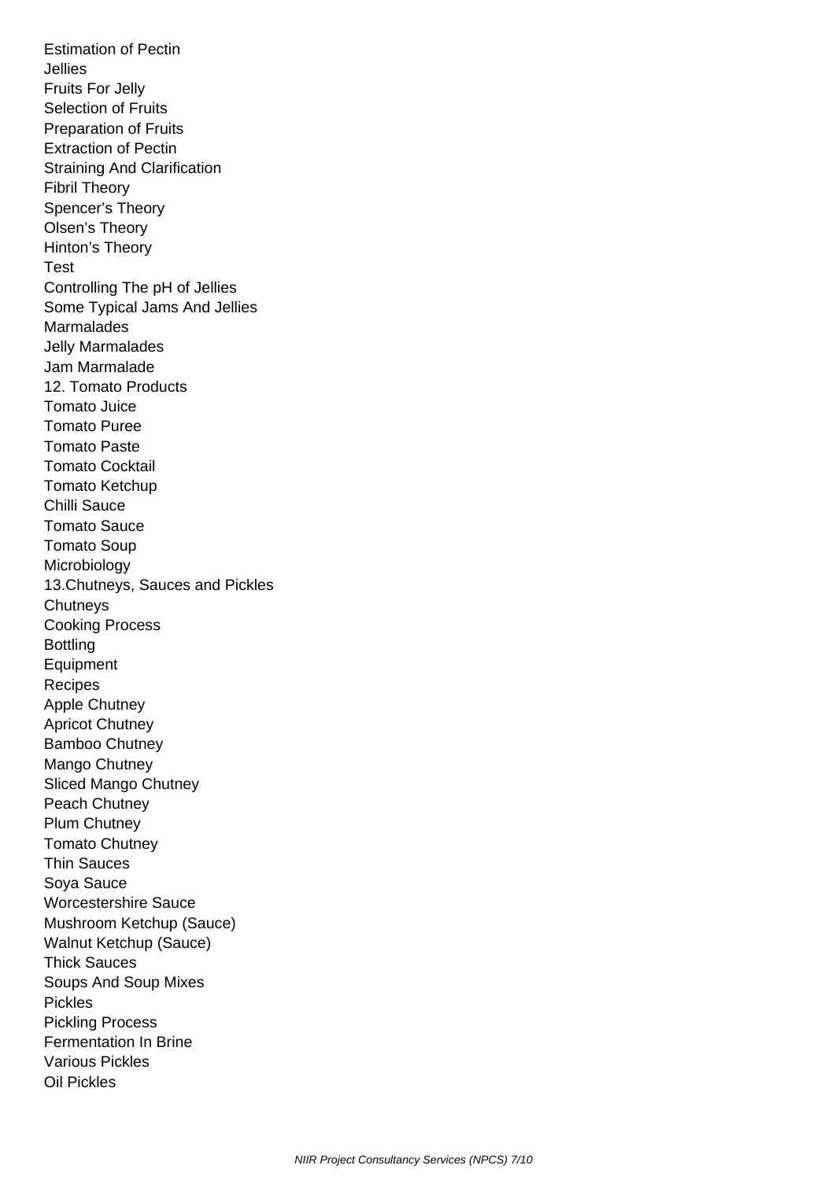Estimation of Pectin
Jellies
Fruits For Jelly
Selection of Fruits
Preparation of Fruits
Extraction of Pectin
Straining And Clarification
Fibril Theory
Spencer's Theory
Olsen's Theory
Hinton's Theory
Test
Controlling The pH of Jellies
Some Typical Jams And Jellies
Marmalades
Jelly Marmalades
Jam Marmalade

12. Tomato Products

Tomato Juice
Tomato Puree
Tomato Paste
Tomato Cocktail
Tomato Ketchup
Chilli Sauce
Tomato Sauce
Tomato Soup
Microbiology

13.Chutneys, Sauces and Pickles

Chutneys
Cooking Process
Bottling
Equipment
Recipes
Apple Chutney
Apricot Chutney
Bamboo Chutney
Mango Chutney
Sliced Mango Chutney
Peach Chutney
Plum Chutney
Tomato Chutney
Thin Sauces
Soya Sauce
Worcestershire Sauce
Mushroom Ketchup (Sauce)
Walnut Ketchup (Sauce)
Thick Sauces
Soups And Soup Mixes
Pickles
Pickling Process
Fermentation In Brine
Various Pickles
Oil Pickles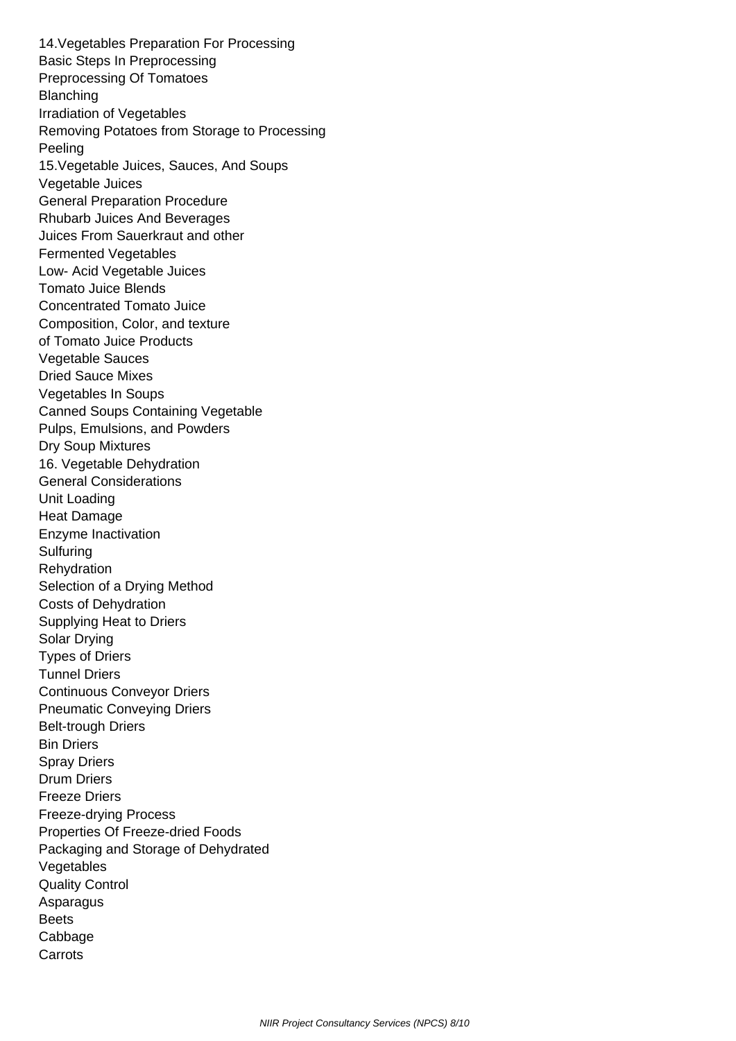14.Vegetables Preparation For Processing
Basic Steps In Preprocessing
Preprocessing Of Tomatoes
Blanching
Irradiation of Vegetables
Removing Potatoes from Storage to Processing
Peeling
15.Vegetable Juices, Sauces, And Soups
Vegetable Juices
General Preparation Procedure
Rhubarb Juices And Beverages
Juices From Sauerkraut and other
Fermented Vegetables
Low- Acid Vegetable Juices
Tomato Juice Blends
Concentrated Tomato Juice
Composition, Color, and texture
of Tomato Juice Products
Vegetable Sauces
Dried Sauce Mixes
Vegetables In Soups
Canned Soups Containing Vegetable
Pulps, Emulsions, and Powders
Dry Soup Mixtures
16. Vegetable Dehydration
General Considerations
Unit Loading
Heat Damage
Enzyme Inactivation
Sulfuring
Rehydration
Selection of a Drying Method
Costs of Dehydration
Supplying Heat to Driers
Solar Drying
Types of Driers
Tunnel Driers
Continuous Conveyor Driers
Pneumatic Conveying Driers
Belt-trough Driers
Bin Driers
Spray Driers
Drum Driers
Freeze Driers
Freeze-drying Process
Properties Of Freeze-dried Foods
Packaging and Storage of Dehydrated
Vegetables
Quality Control
Asparagus
Beets
Cabbage
Carrots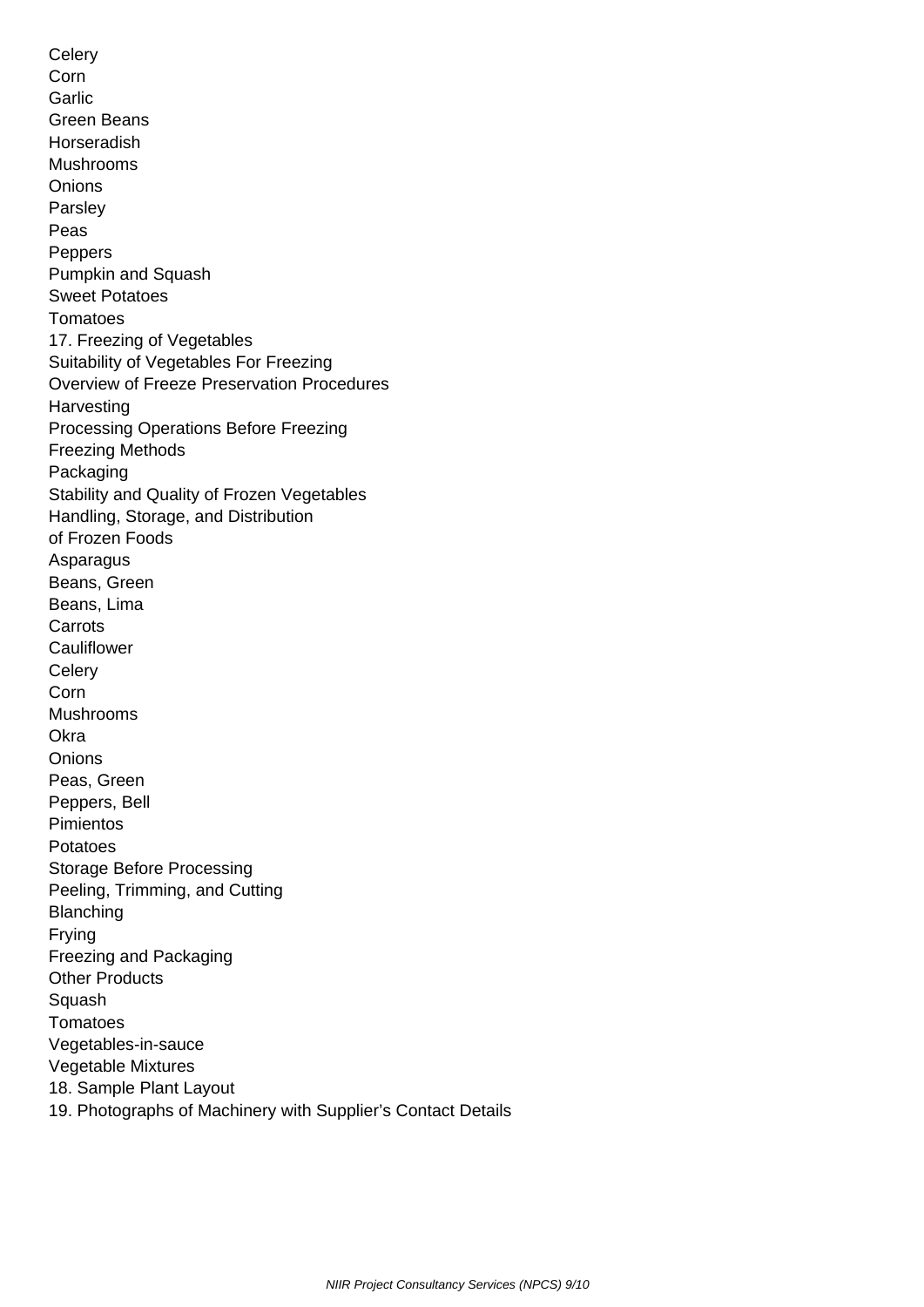Celery
Corn
Garlic
Green Beans
Horseradish
Mushrooms
Onions
Parsley
Peas
Peppers
Pumpkin and Squash
Sweet Potatoes
Tomatoes
17. Freezing of Vegetables
Suitability of Vegetables For Freezing
Overview of Freeze Preservation Procedures
Harvesting
Processing Operations Before Freezing
Freezing Methods
Packaging
Stability and Quality of Frozen Vegetables
Handling, Storage, and Distribution
of Frozen Foods
Asparagus
Beans, Green
Beans, Lima
Carrots
Cauliflower
Celery
Corn
Mushrooms
Okra
Onions
Peas, Green
Peppers, Bell
Pimientos
Potatoes
Storage Before Processing
Peeling, Trimming, and Cutting
Blanching
Frying
Freezing and Packaging
Other Products
Squash
Tomatoes
Vegetables-in-sauce
Vegetable Mixtures
18. Sample Plant Layout
19. Photographs of Machinery with Supplier's Contact Details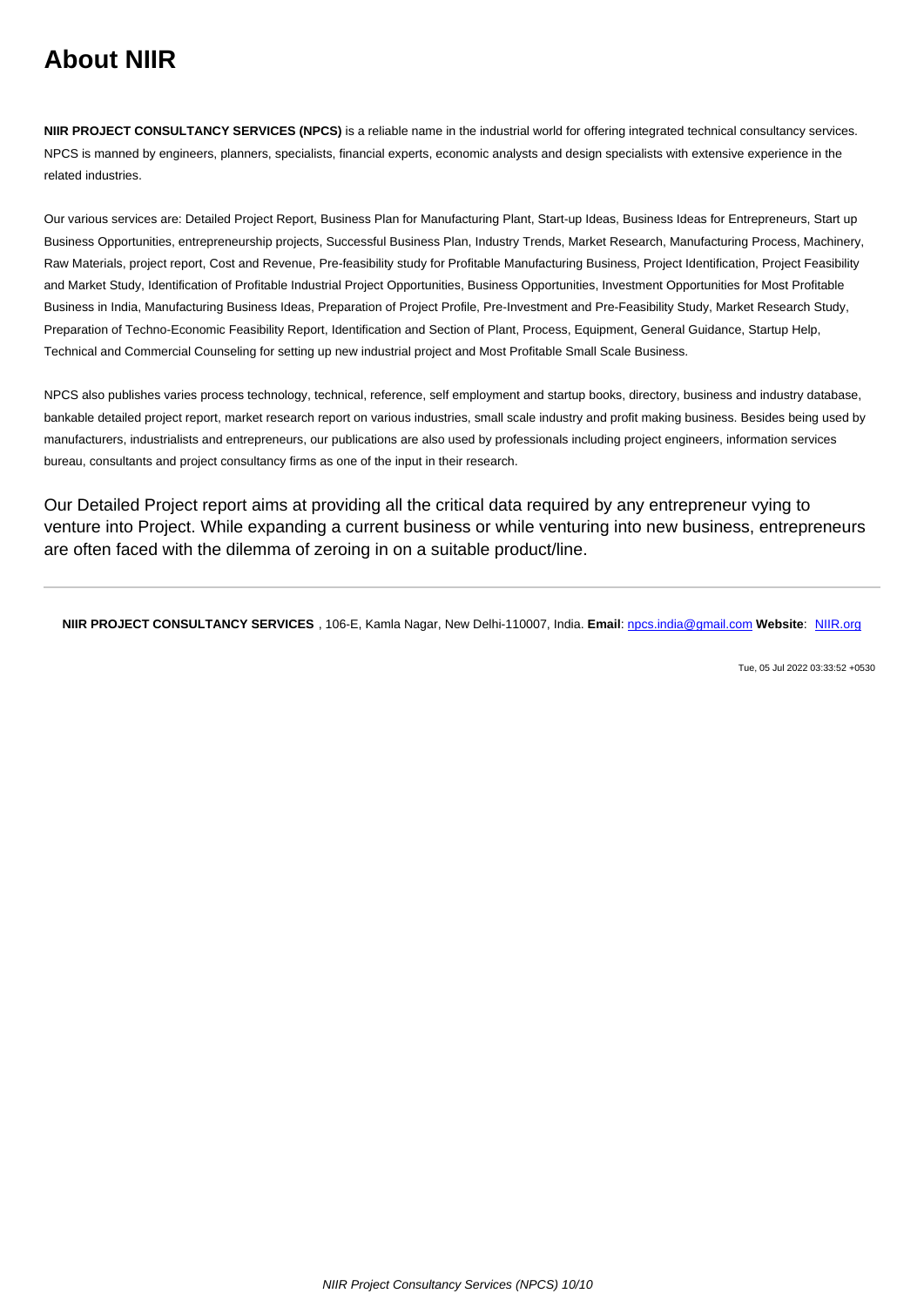# About NIIR

**NIIR PROJECT CONSULTANCY SERVICES (NPCS)** is a reliable name in the industrial world for offering integrated technical consultancy services. NPCS is manned by engineers, planners, specialists, financial experts, economic analysts and design specialists with extensive experience in the related industries.

Our various services are: Detailed Project Report, Business Plan for Manufacturing Plant, Start-up Ideas, Business Ideas for Entrepreneurs, Start up Business Opportunities, entrepreneurship projects, Successful Business Plan, Industry Trends, Market Research, Manufacturing Process, Machinery, Raw Materials, project report, Cost and Revenue, Pre-feasibility study for Profitable Manufacturing Business, Project Identification, Project Feasibility and Market Study, Identification of Profitable Industrial Project Opportunities, Business Opportunities, Investment Opportunities for Most Profitable Business in India, Manufacturing Business Ideas, Preparation of Project Profile, Pre-Investment and Pre-Feasibility Study, Market Research Study, Preparation of Techno-Economic Feasibility Report, Identification and Section of Plant, Process, Equipment, General Guidance, Startup Help, Technical and Commercial Counseling for setting up new industrial project and Most Profitable Small Scale Business.

NPCS also publishes varies process technology, technical, reference, self employment and startup books, directory, business and industry database, bankable detailed project report, market research report on various industries, small scale industry and profit making business. Besides being used by manufacturers, industrialists and entrepreneurs, our publications are also used by professionals including project engineers, information services bureau, consultants and project consultancy firms as one of the input in their research.

Our Detailed Project report aims at providing all the critical data required by any entrepreneur vying to venture into Project. While expanding a current business or while venturing into new business, entrepreneurs are often faced with the dilemma of zeroing in on a suitable product/line.

---

**NIIR PROJECT CONSULTANCY SERVICES** , 106-E, Kamla Nagar, New Delhi-110007, India. **Email**: npcs.india@gmail.com **Website**: NIIR.org

Tue, 05 Jul 2022 03:33:52 +0530